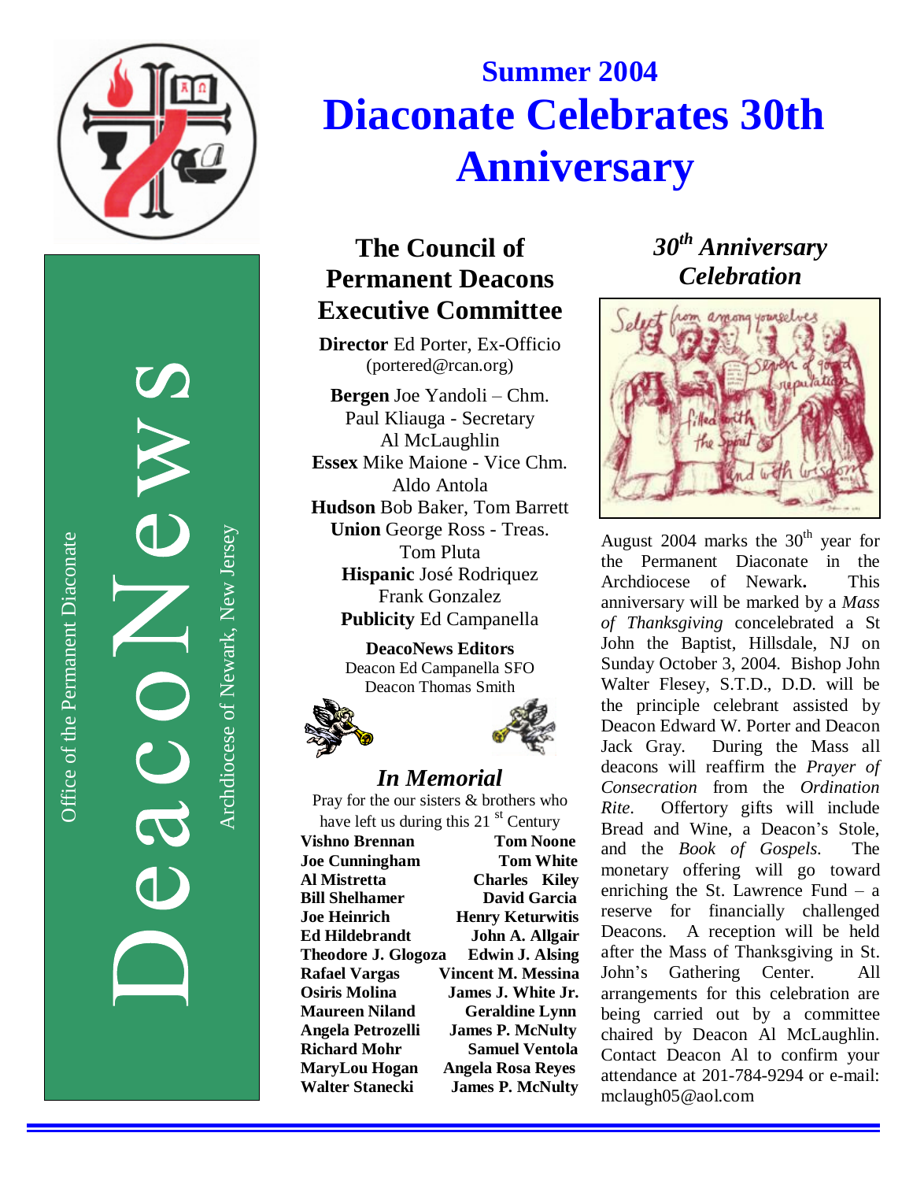DeacoNews

Office of the Permanent Diaconate

Archdiocese of Newark, New Jersey

## Summer 2004

# Diaconate Celebrates 30th Anniversary

## The Council of Permanent Deacons Executive Committee

**Director** Ed Porter, Ex-Officio
(portered@rcan.org)

**Bergen** Joe Yandoli – Chm.
Paul Kliauga - Secretary
Al McLaughlin
**Essex** Mike Maione - Vice Chm.
Aldo Antola
**Hudson** Bob Baker, Tom Barrett
**Union** George Ross - Treas.
Tom Pluta
**Hispanic** José Rodriquez
Frank Gonzalez
**Publicity** Ed Campanella

**DeacoNews Editors**
Deacon Ed Campanella SFO
Deacon Thomas Smith

## *In Memorial*

Pray for the our sisters & brothers who have left us during this 21 st Century

| | |
|---|---|
| **Vishno Brennan** | **Tom Noone** |
| **Joe Cunningham** | **Tom White** |
| **Al Mistretta** | **Charles Kiley** |
| **Bill Shelhamer** | **David Garcia** |
| **Joe Heinrich** | **Henry Keturwitis** |
| **Ed Hildebrandt** | **John A. Allgair** |
| **Theodore J. Glogoza** | **Edwin J. Alsing** |
| **Rafael Vargas** | **Vincent M. Messina** |
| **Osiris Molina** | **James J. White Jr.** |
| **Maureen Niland** | **Geraldine Lynn** |
| **Angela Petrozelli** | **James P. McNulty** |
| **Richard Mohr** | **Samuel Ventola** |
| **MaryLou Hogan** | **Angela Rosa Reyes** |
| **Walter Stanecki** | **James P. McNulty** |

## *30th Anniversary Celebration*

August 2004 marks the 30th year for the Permanent Diaconate in the Archdiocese of Newark**.** This anniversary will be marked by a *Mass of Thanksgiving* concelebrated a St John the Baptist, Hillsdale, NJ on Sunday October 3, 2004. Bishop John Walter Flesey, S.T.D., D.D. will be the principle celebrant assisted by Deacon Edward W. Porter and Deacon Jack Gray. During the Mass all deacons will reaffirm the *Prayer of Consecration* from the *Ordination Rite*. Offertory gifts will include Bread and Wine, a Deacon's Stole, and the *Book of Gospels*. The monetary offering will go toward enriching the St. Lawrence Fund – a reserve for financially challenged Deacons. A reception will be held after the Mass of Thanksgiving in St. John's Gathering Center. All arrangements for this celebration are being carried out by a committee chaired by Deacon Al McLaughlin. Contact Deacon Al to confirm your attendance at 201-784-9294 or e-mail: mclaugh05@aol.com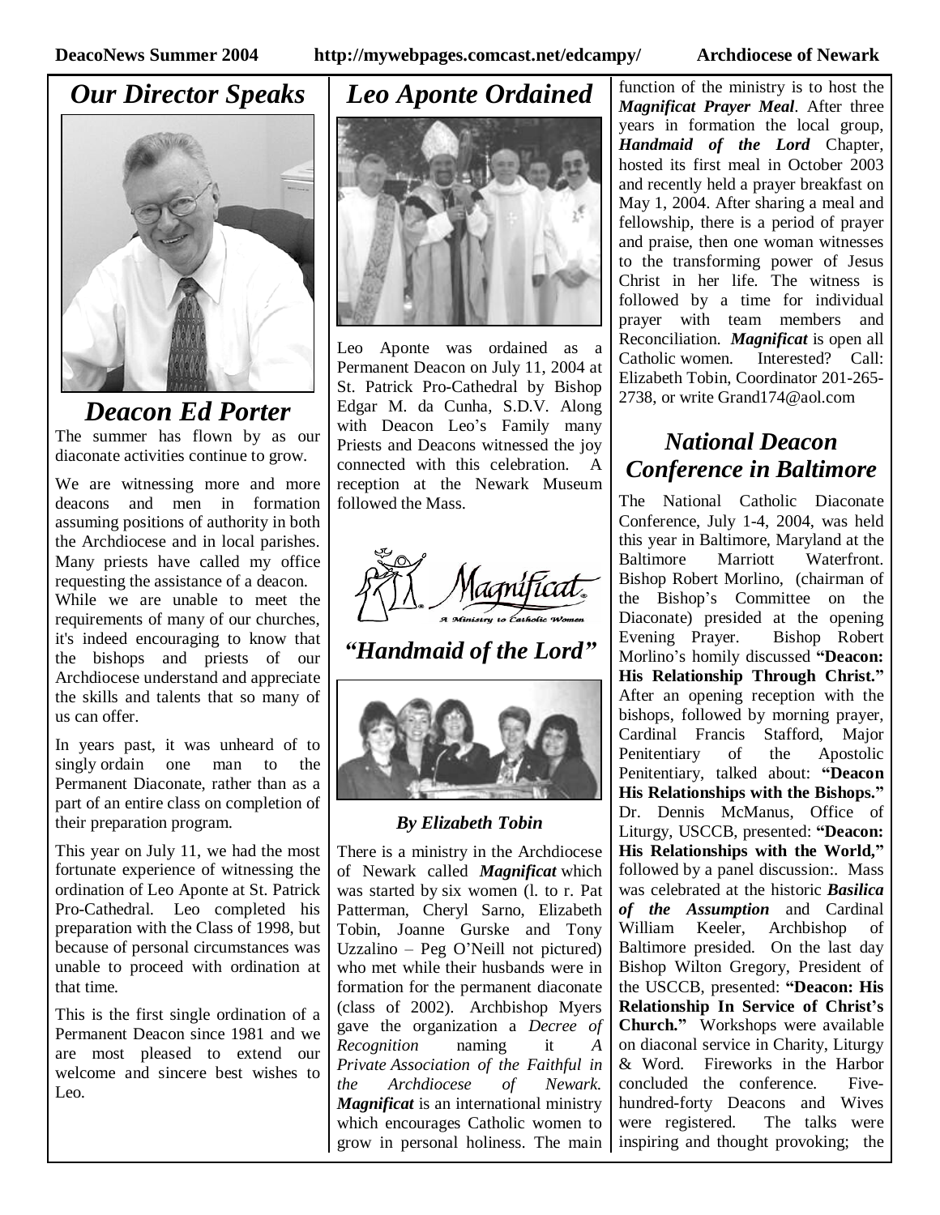# Our Director Speaks

## Deacon Ed Porter

The summer has flown by as our diaconate activities continue to grow.

We are witnessing more and more deacons and men in formation assuming positions of authority in both the Archdiocese and in local parishes. Many priests have called my office requesting the assistance of a deacon. While we are unable to meet the requirements of many of our churches, it's indeed encouraging to know that the bishops and priests of our Archdiocese understand and appreciate the skills and talents that so many of us can offer.

In years past, it was unheard of to singly ordain one man to the Permanent Diaconate, rather than as a part of an entire class on completion of their preparation program.

This year on July 11, we had the most fortunate experience of witnessing the ordination of Leo Aponte at St. Patrick Pro-Cathedral. Leo completed his preparation with the Class of 1998, but because of personal circumstances was unable to proceed with ordination at that time.

This is the first single ordination of a Permanent Deacon since 1981 and we are most pleased to extend our welcome and sincere best wishes to Leo.

# Leo Aponte Ordained

Leo Aponte was ordained as a Permanent Deacon on July 11, 2004 at St. Patrick Pro-Cathedral by Bishop Edgar M. da Cunha, S.D.V. Along with Deacon Leo's Family many Priests and Deacons witnessed the joy connected with this celebration. A reception at the Newark Museum followed the Mass.

Magnificat — A Ministry to Catholic Women

## *"Handmaid of the Lord"*

***By Elizabeth Tobin***

There is a ministry in the Archdiocese of Newark called ***Magnificat*** which was started by six women (l. to r. Pat Patterman, Cheryl Sarno, Elizabeth Tobin, Joanne Gurske and Tony Uzzalino – Peg O'Neill not pictured) who met while their husbands were in formation for the permanent diaconate (class of 2002). Archbishop Myers gave the organization a *Decree of Recognition* naming it *A Private Association of the Faithful in the Archdiocese of Newark.* ***Magnificat*** is an international ministry which encourages Catholic women to grow in personal holiness. The main function of the ministry is to host the ***Magnificat Prayer Meal***. After three years in formation the local group, ***Handmaid of the Lord*** Chapter, hosted its first meal in October 2003 and recently held a prayer breakfast on May 1, 2004. After sharing a meal and fellowship, there is a period of prayer and praise, then one woman witnesses to the transforming power of Jesus Christ in her life. The witness is followed by a time for individual prayer with team members and Reconciliation. ***Magnificat*** is open all Catholic women. Interested? Call: Elizabeth Tobin, Coordinator 201-265-2738, or write Grand174@aol.com

# National Deacon Conference in Baltimore

The National Catholic Diaconate Conference, July 1-4, 2004, was held this year in Baltimore, Maryland at the Baltimore Marriott Waterfront. Bishop Robert Morlino, (chairman of the Bishop's Committee on the Diaconate) presided at the opening Evening Prayer. Bishop Robert Morlino's homily discussed **"Deacon: His Relationship Through Christ."** After an opening reception with the bishops, followed by morning prayer, Cardinal Francis Stafford, Major Penitentiary of the Apostolic Penitentiary, talked about: **"Deacon His Relationships with the Bishops."** Dr. Dennis McManus, Office of Liturgy, USCCB, presented: **"Deacon: His Relationships with the World,"** followed by a panel discussion:. Mass was celebrated at the historic ***Basilica of the Assumption*** and Cardinal William Keeler, Archbishop of Baltimore presided. On the last day Bishop Wilton Gregory, President of the USCCB, presented: **"Deacon: His Relationship In Service of Christ's Church."** Workshops were available on diaconal service in Charity, Liturgy & Word. Fireworks in the Harbor concluded the conference. Five-hundred-forty Deacons and Wives were registered. The talks were inspiring and thought provoking; the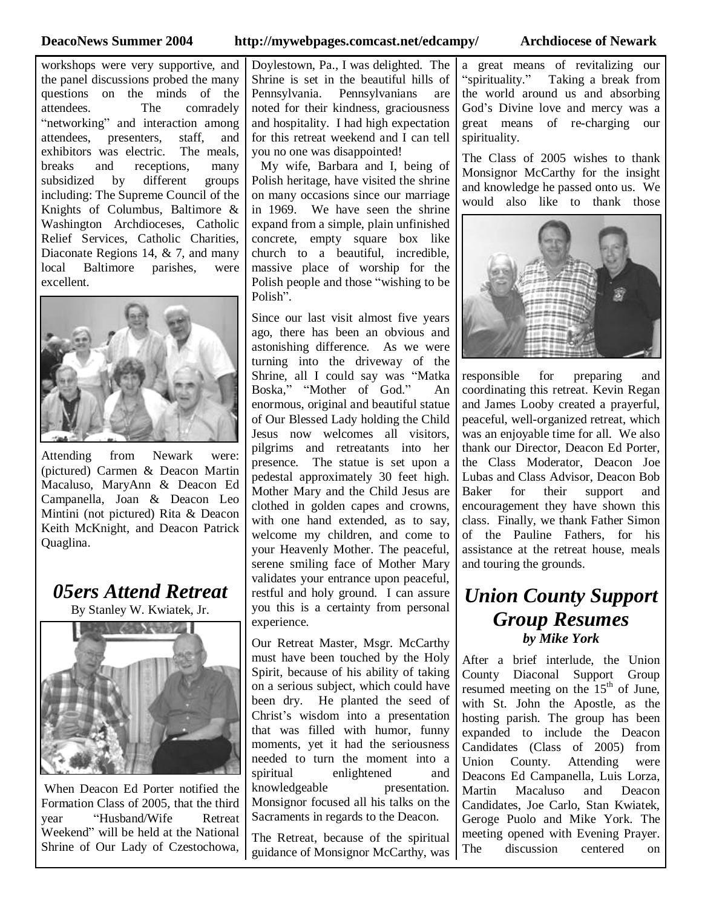workshops were very supportive, and the panel discussions probed the many questions on the minds of the attendees. The comradely "networking" and interaction among attendees, presenters, staff, and exhibitors was electric. The meals, breaks and receptions, many subsidized by different groups including: The Supreme Council of the Knights of Columbus, Baltimore & Washington Archdioceses, Catholic Relief Services, Catholic Charities, Diaconate Regions 14, & 7, and many local Baltimore parishes, were excellent.

Attending from Newark were: (pictured) Carmen & Deacon Martin Macaluso, MaryAnn & Deacon Ed Campanella, Joan & Deacon Leo Mintini (not pictured) Rita & Deacon Keith McKnight, and Deacon Patrick Quaglina.

## *05ers Attend Retreat*

By Stanley W. Kwiatek, Jr.

When Deacon Ed Porter notified the Formation Class of 2005, that the third year "Husband/Wife Retreat Weekend" will be held at the National Shrine of Our Lady of Czestochowa, Doylestown, Pa., I was delighted. The Shrine is set in the beautiful hills of Pennsylvania. Pennsylvanians are noted for their kindness, graciousness and hospitality. I had high expectation for this retreat weekend and I can tell you no one was disappointed!

My wife, Barbara and I, being of Polish heritage, have visited the shrine on many occasions since our marriage in 1969. We have seen the shrine expand from a simple, plain unfinished concrete, empty square box like church to a beautiful, incredible, massive place of worship for the Polish people and those "wishing to be Polish".

Since our last visit almost five years ago, there has been an obvious and astonishing difference. As we were turning into the driveway of the Shrine, all I could say was "Matka Boska," "Mother of God." An enormous, original and beautiful statue of Our Blessed Lady holding the Child Jesus now welcomes all visitors, pilgrims and retreatants into her presence. The statue is set upon a pedestal approximately 30 feet high. Mother Mary and the Child Jesus are clothed in golden capes and crowns, with one hand extended, as to say, welcome my children, and come to your Heavenly Mother. The peaceful, serene smiling face of Mother Mary validates your entrance upon peaceful, restful and holy ground. I can assure you this is a certainty from personal experience.

Our Retreat Master, Msgr. McCarthy must have been touched by the Holy Spirit, because of his ability of taking on a serious subject, which could have been dry. He planted the seed of Christ's wisdom into a presentation that was filled with humor, funny moments, yet it had the seriousness needed to turn the moment into a spiritual enlightened and knowledgeable presentation. Monsignor focused all his talks on the Sacraments in regards to the Deacon.

The Retreat, because of the spiritual guidance of Monsignor McCarthy, was a great means of revitalizing our "spirituality." Taking a break from the world around us and absorbing God's Divine love and mercy was a great means of re-charging our spirituality.

The Class of 2005 wishes to thank Monsignor McCarthy for the insight and knowledge he passed onto us. We would also like to thank those responsible for preparing and coordinating this retreat. Kevin Regan and James Looby created a prayerful, peaceful, well-organized retreat, which was an enjoyable time for all. We also thank our Director, Deacon Ed Porter, the Class Moderator, Deacon Joe Lubas and Class Advisor, Deacon Bob Baker for their support and encouragement they have shown this class. Finally, we thank Father Simon of the Pauline Fathers, for his assistance at the retreat house, meals and touring the grounds.

## *Union County Support Group Resumes*

***by Mike York***

After a brief interlude, the Union County Diaconal Support Group resumed meeting on the 15th of June, with St. John the Apostle, as the hosting parish. The group has been expanded to include the Deacon Candidates (Class of 2005) from Union County. Attending were Deacons Ed Campanella, Luis Lorza, Martin Macaluso and Deacon Candidates, Joe Carlo, Stan Kwiatek, Geroge Puolo and Mike York. The meeting opened with Evening Prayer. The discussion centered on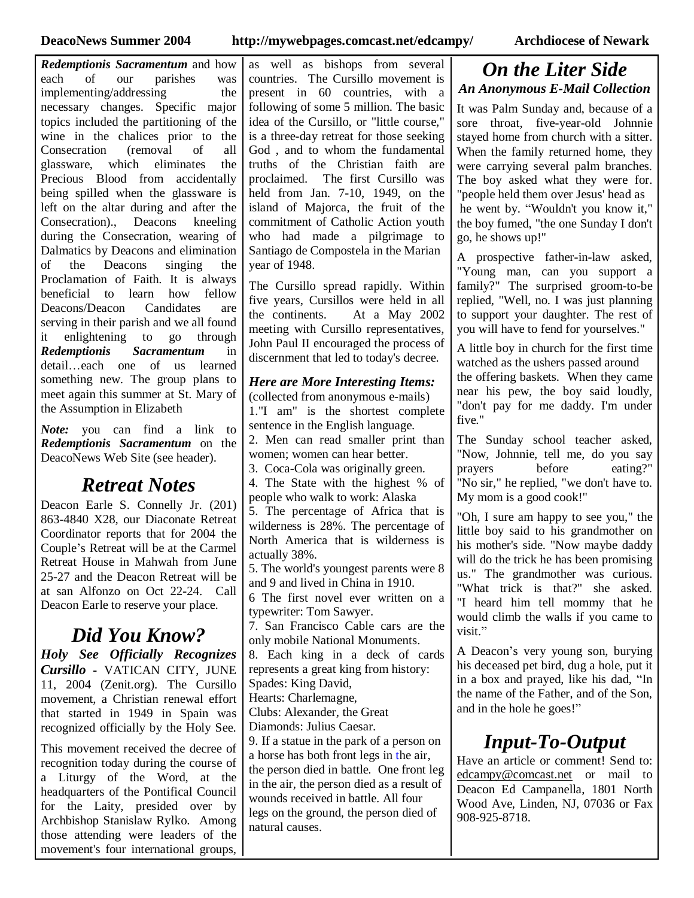***Redemptionis Sacramentum*** and how each of our parishes was implementing/addressing the necessary changes. Specific major topics included the partitioning of the wine in the chalices prior to the Consecration (removal of all glassware, which eliminates the Precious Blood from accidentally being spilled when the glassware is left on the altar during and after the Consecration)., Deacons kneeling during the Consecration, wearing of Dalmatics by Deacons and elimination of the Deacons singing the Proclamation of Faith. It is always beneficial to learn how fellow Deacons/Deacon Candidates are serving in their parish and we all found it enlightening to go through ***Redemptionis Sacramentum*** in detail…each one of us learned something new. The group plans to meet again this summer at St. Mary of the Assumption in Elizabeth

***Note:*** you can find a link to ***Redemptionis Sacramentum*** on the DeacoNews Web Site (see header).

## *Retreat Notes*

Deacon Earle S. Connelly Jr. (201) 863-4840 X28, our Diaconate Retreat Coordinator reports that for 2004 the Couple's Retreat will be at the Carmel Retreat House in Mahwah from June 25-27 and the Deacon Retreat will be at san Alfonzo on Oct 22-24. Call Deacon Earle to reserve your place.

## *Did You Know?*

***Holy See Officially Recognizes Cursillo*** - VATICAN CITY, JUNE 11, 2004 (Zenit.org). The Cursillo movement, a Christian renewal effort that started in 1949 in Spain was recognized officially by the Holy See.

This movement received the decree of recognition today during the course of a Liturgy of the Word, at the headquarters of the Pontifical Council for the Laity, presided over by Archbishop Stanislaw Rylko. Among those attending were leaders of the movement's four international groups, as well as bishops from several countries. The Cursillo movement is present in 60 countries, with a following of some 5 million. The basic idea of the Cursillo, or "little course," is a three-day retreat for those seeking God , and to whom the fundamental truths of the Christian faith are proclaimed. The first Cursillo was held from Jan. 7-10, 1949, on the island of Majorca, the fruit of the commitment of Catholic Action youth who had made a pilgrimage to Santiago de Compostela in the Marian year of 1948.

The Cursillo spread rapidly. Within five years, Cursillos were held in all the continents. At a May 2002 meeting with Cursillo representatives, John Paul II encouraged the process of discernment that led to today's decree.

### *Here are More Interesting Items:*

(collected from anonymous e-mails)

1."I am" is the shortest complete sentence in the English language.
2. Men can read smaller print than women; women can hear better.
3. Coca-Cola was originally green.
4. The State with the highest % of people who walk to work: Alaska
5. The percentage of Africa that is wilderness is 28%. The percentage of North America that is wilderness is actually 38%.
5. The world's youngest parents were 8 and 9 and lived in China in 1910.
6 The first novel ever written on a typewriter: Tom Sawyer.
7. San Francisco Cable cars are the only mobile National Monuments.
8. Each king in a deck of cards represents a great king from history:
Spades: King David,
Hearts: Charlemagne,
Clubs: Alexander, the Great
Diamonds: Julius Caesar.
9. If a statue in the park of a person on a horse has both front legs in the air, the person died in battle. One front leg in the air, the person died as a result of wounds received in battle. All four legs on the ground, the person died of natural causes.

## *On the Liter Side*

***An Anonymous E-Mail Collection***

It was Palm Sunday and, because of a sore throat, five-year-old Johnnie stayed home from church with a sitter. When the family returned home, they were carrying several palm branches. The boy asked what they were for. "people held them over Jesus' head as he went by. "Wouldn't you know it," the boy fumed, "the one Sunday I don't go, he shows up!"

A prospective father-in-law asked, "Young man, can you support a family?" The surprised groom-to-be replied, "Well, no. I was just planning to support your daughter. The rest of you will have to fend for yourselves."

A little boy in church for the first time watched as the ushers passed around the offering baskets. When they came near his pew, the boy said loudly, "don't pay for me daddy. I'm under five."

The Sunday school teacher asked, "Now, Johnnie, tell me, do you say prayers before eating?" "No sir," he replied, "we don't have to. My mom is a good cook!"

"Oh, I sure am happy to see you," the little boy said to his grandmother on his mother's side. "Now maybe daddy will do the trick he has been promising us." The grandmother was curious. "What trick is that?" she asked. "I heard him tell mommy that he would climb the walls if you came to visit."

A Deacon's very young son, burying his deceased pet bird, dug a hole, put it in a box and prayed, like his dad, "In the name of the Father, and of the Son, and in the hole he goes!"

## *Input-To-Output*

Have an article or comment! Send to: edcampy@comcast.net or mail to Deacon Ed Campanella, 1801 North Wood Ave, Linden, NJ, 07036 or Fax 908-925-8718.